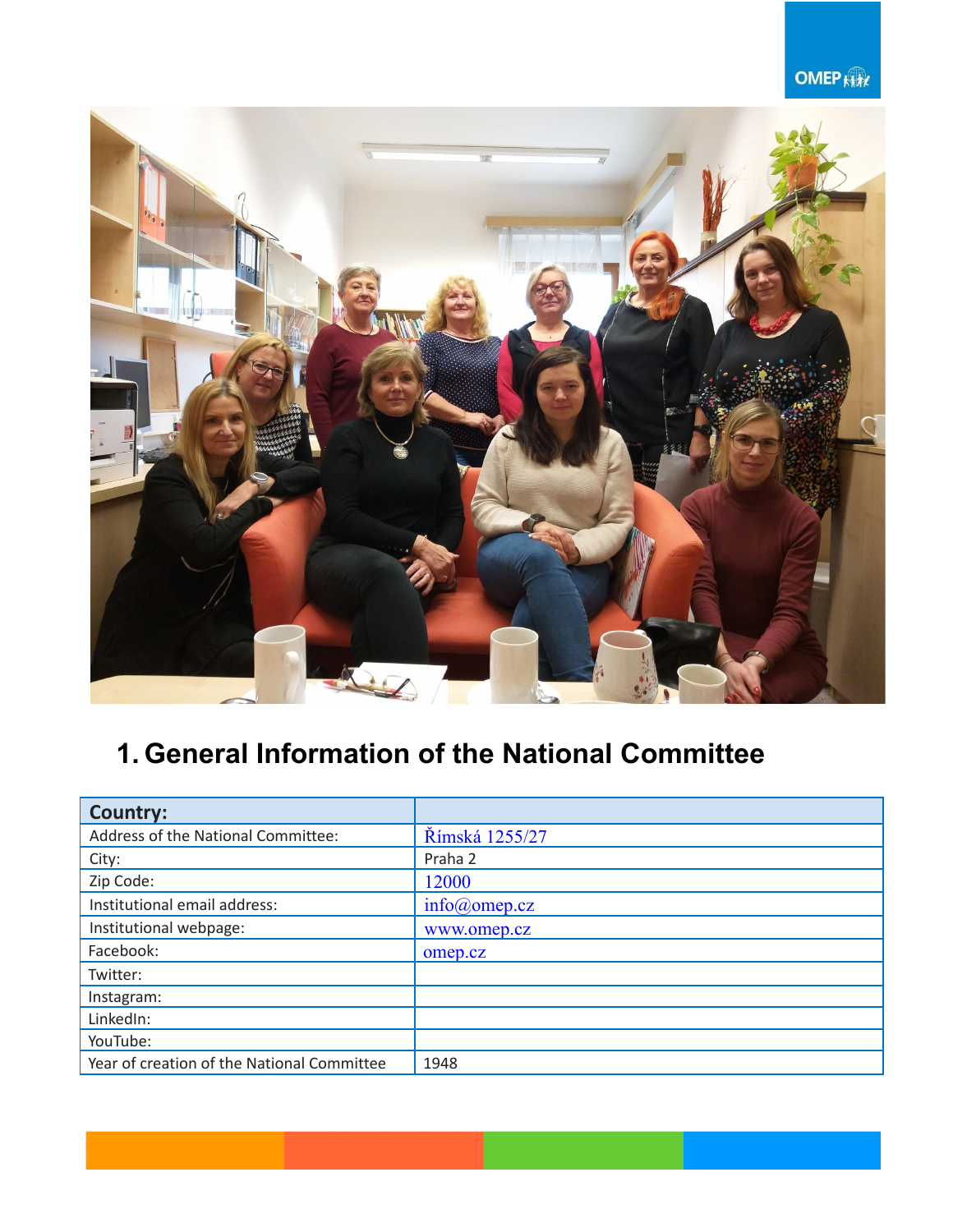# 1. General Information of the National Committee

| Country: | |
|---|---|
| Address of the National Committee: | Římská 1255/27 |
| City: | Praha 2 |
| Zip Code: | 12000 |
| Institutional email address: | info@omep.cz |
| Institutional webpage: | www.omep.cz |
| Facebook: | omep.cz |
| Twitter: | |
| Instagram: | |
| LinkedIn: | |
| YouTube: | |
| Year of creation of the National Committee | 1948 |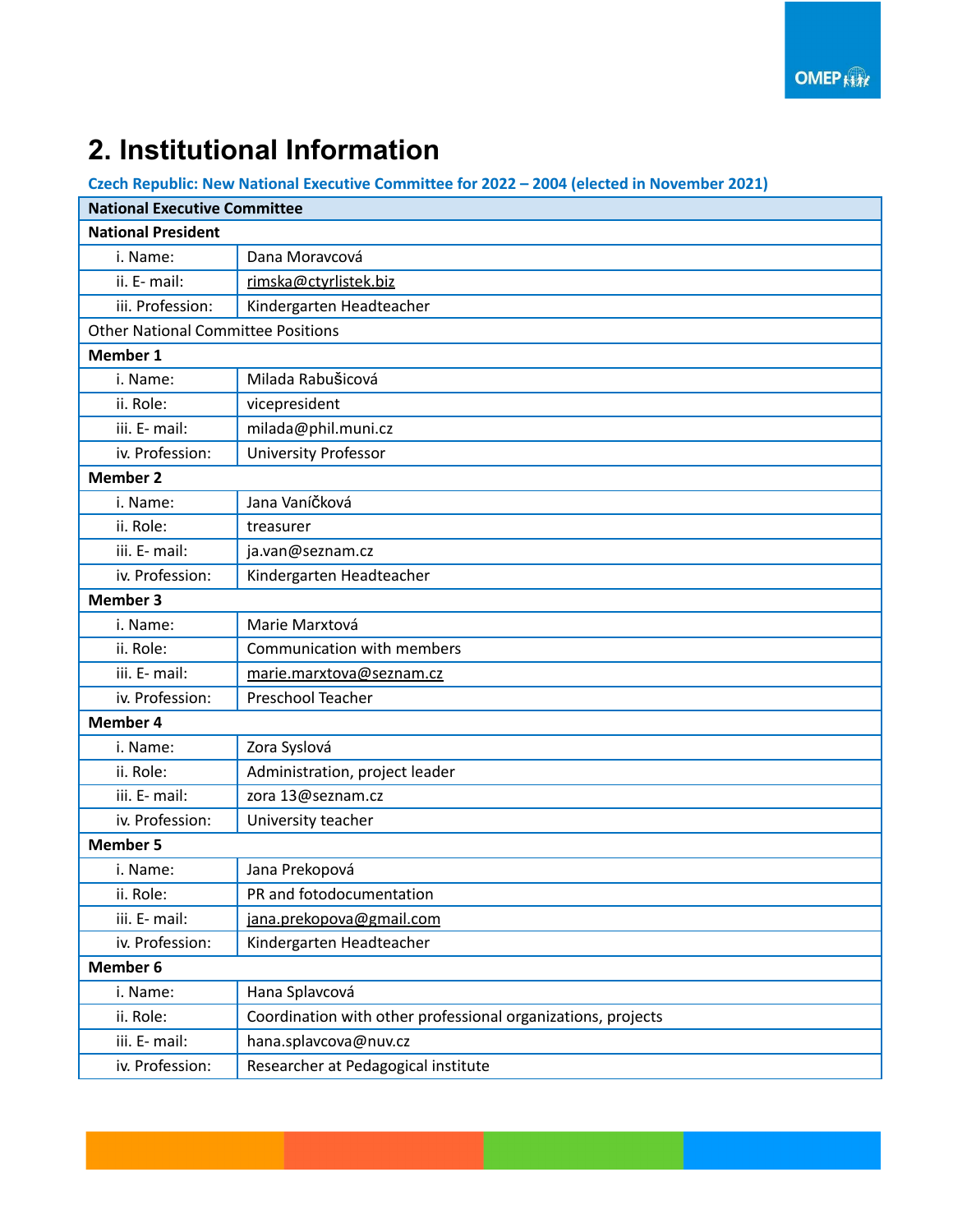# 2. Institutional Information

**Czech Republic: New National Executive Committee for 2022 – 2004 (elected in November 2021)**

| **National Executive Committee** | |
|---|---|
| **National President** | |
| i. Name: | Dana Moravcová |
| ii. E- mail: | rimska@ctyrlistek.biz |
| iii. Profession: | Kindergarten Headteacher |
| Other National Committee Positions | |
| **Member 1** | |
| i. Name: | Milada Rabušicová |
| ii. Role: | vicepresident |
| iii. E- mail: | milada@phil.muni.cz |
| iv. Profession: | University Professor |
| **Member 2** | |
| i. Name: | Jana Vaníčková |
| ii. Role: | treasurer |
| iii. E- mail: | ja.van@seznam.cz |
| iv. Profession: | Kindergarten Headteacher |
| **Member 3** | |
| i. Name: | Marie Marxtová |
| ii. Role: | Communication with members |
| iii. E- mail: | marie.marxtova@seznam.cz |
| iv. Profession: | Preschool Teacher |
| **Member 4** | |
| i. Name: | Zora Syslová |
| ii. Role: | Administration, project leader |
| iii. E- mail: | zora 13@seznam.cz |
| iv. Profession: | University teacher |
| **Member 5** | |
| i. Name: | Jana Prekopová |
| ii. Role: | PR and fotodocumentation |
| iii. E- mail: | jana.prekopova@gmail.com |
| iv. Profession: | Kindergarten Headteacher |
| **Member 6** | |
| i. Name: | Hana Splavcová |
| ii. Role: | Coordination with other professional organizations, projects |
| iii. E- mail: | hana.splavcova@nuv.cz |
| iv. Profession: | Researcher at Pedagogical institute |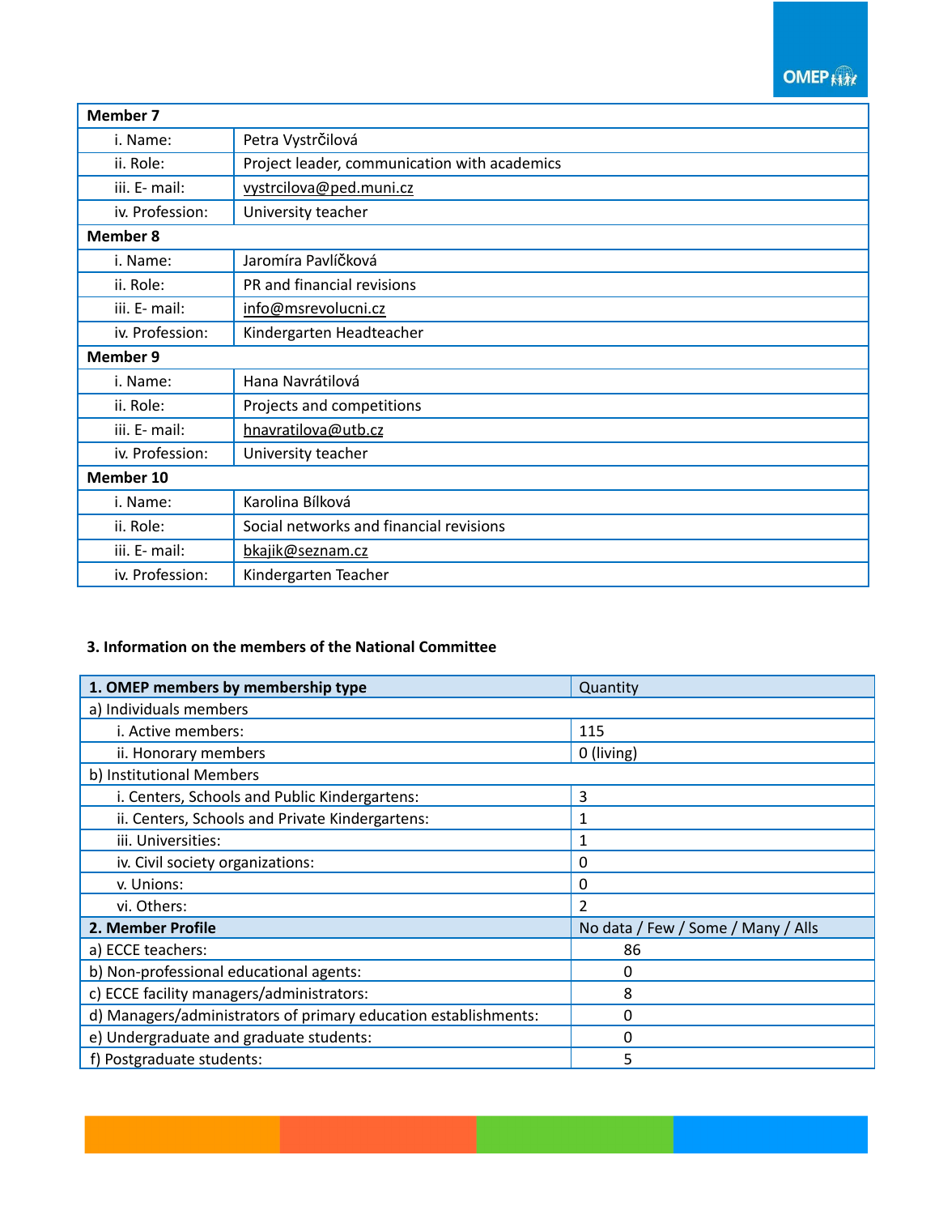| Member 7 | |
|---|---|
| i. Name: | Petra Vystrčilová |
| ii. Role: | Project leader, communication with academics |
| iii. E- mail: | vystrcilova@ped.muni.cz |
| iv. Profession: | University teacher |
| **Member 8** | |
| i. Name: | Jaromíra Pavlíčková |
| ii. Role: | PR and financial revisions |
| iii. E- mail: | info@msrevolucni.cz |
| iv. Profession: | Kindergarten Headteacher |
| **Member 9** | |
| i. Name: | Hana Navrátilová |
| ii. Role: | Projects and competitions |
| iii. E- mail: | hnavratilova@utb.cz |
| iv. Profession: | University teacher |
| **Member 10** | |
| i. Name: | Karolina Bílková |
| ii. Role: | Social networks and financial revisions |
| iii. E- mail: | bkajik@seznam.cz |
| iv. Profession: | Kindergarten Teacher |

### 3. Information on the members of the National Committee

| **1. OMEP members by membership type** | Quantity |
|---|---|
| a) Individuals members | |
| i. Active members: | 115 |
| ii. Honorary members | 0 (living) |
| b) Institutional Members | |
| i. Centers, Schools and Public Kindergartens: | 3 |
| ii. Centers, Schools and Private Kindergartens: | 1 |
| iii. Universities: | 1 |
| iv. Civil society organizations: | 0 |
| v. Unions: | 0 |
| vi. Others: | 2 |
| **2. Member Profile** | No data / Few / Some / Many / Alls |
| a) ECCE teachers: | 86 |
| b) Non-professional educational agents: | 0 |
| c) ECCE facility managers/administrators: | 8 |
| d) Managers/administrators of primary education establishments: | 0 |
| e) Undergraduate and graduate students: | 0 |
| f) Postgraduate students: | 5 |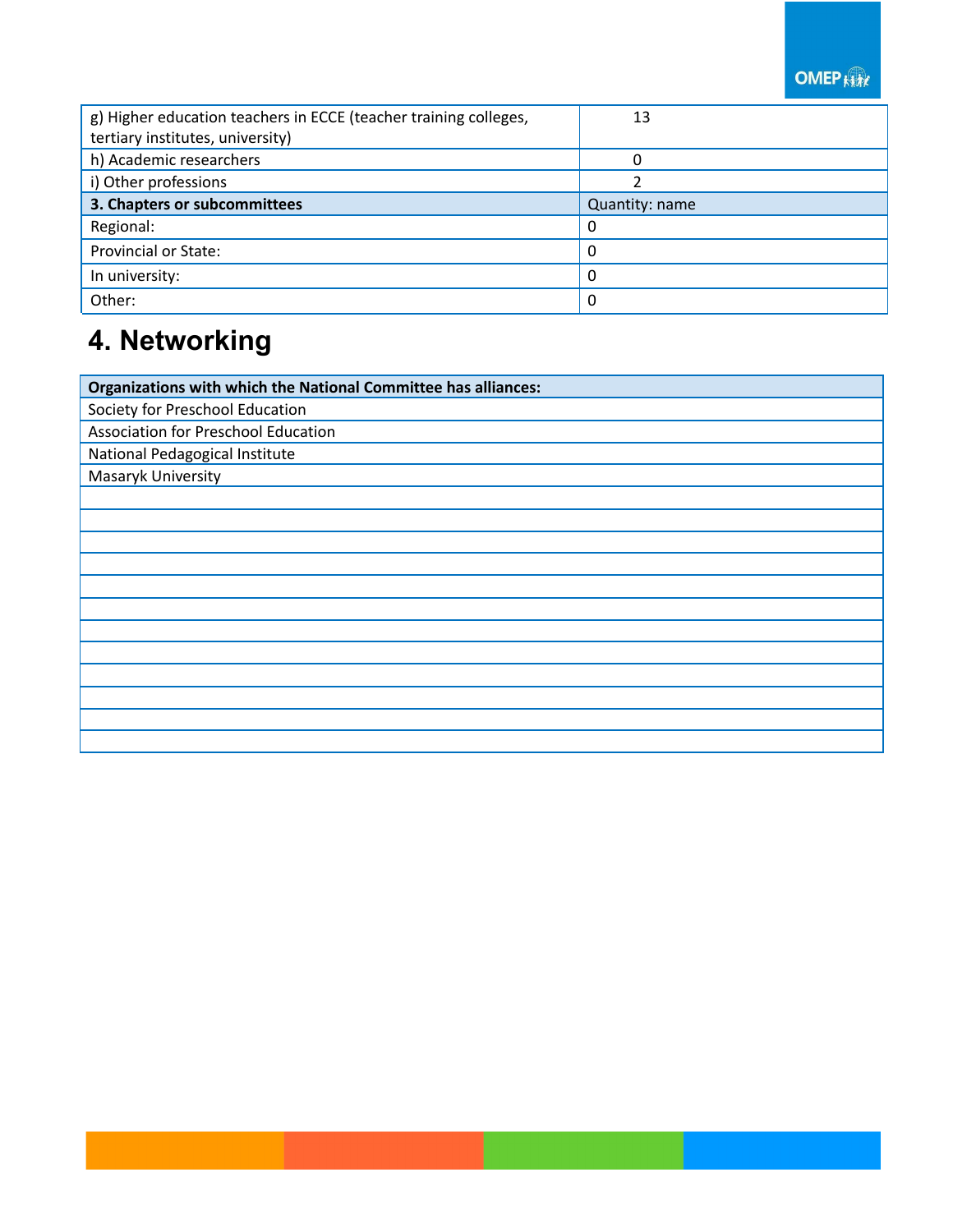| | |
|---|---|
| g) Higher education teachers in ECCE (teacher training colleges, tertiary institutes, university) | 13 |
| h) Academic researchers | 0 |
| i) Other professions | 2 |
| **3. Chapters or subcommittees** | Quantity: name |
| Regional: | 0 |
| Provincial or State: | 0 |
| In university: | 0 |
| Other: | 0 |

# 4. Networking

| **Organizations with which the National Committee has alliances:** |
|---|
| Society for Preschool Education |
| Association for Preschool Education |
| National Pedagogical Institute |
| Masaryk University |
| |
| |
| |
| |
| |
| |
| |
| |
| |
| |
| |
| |